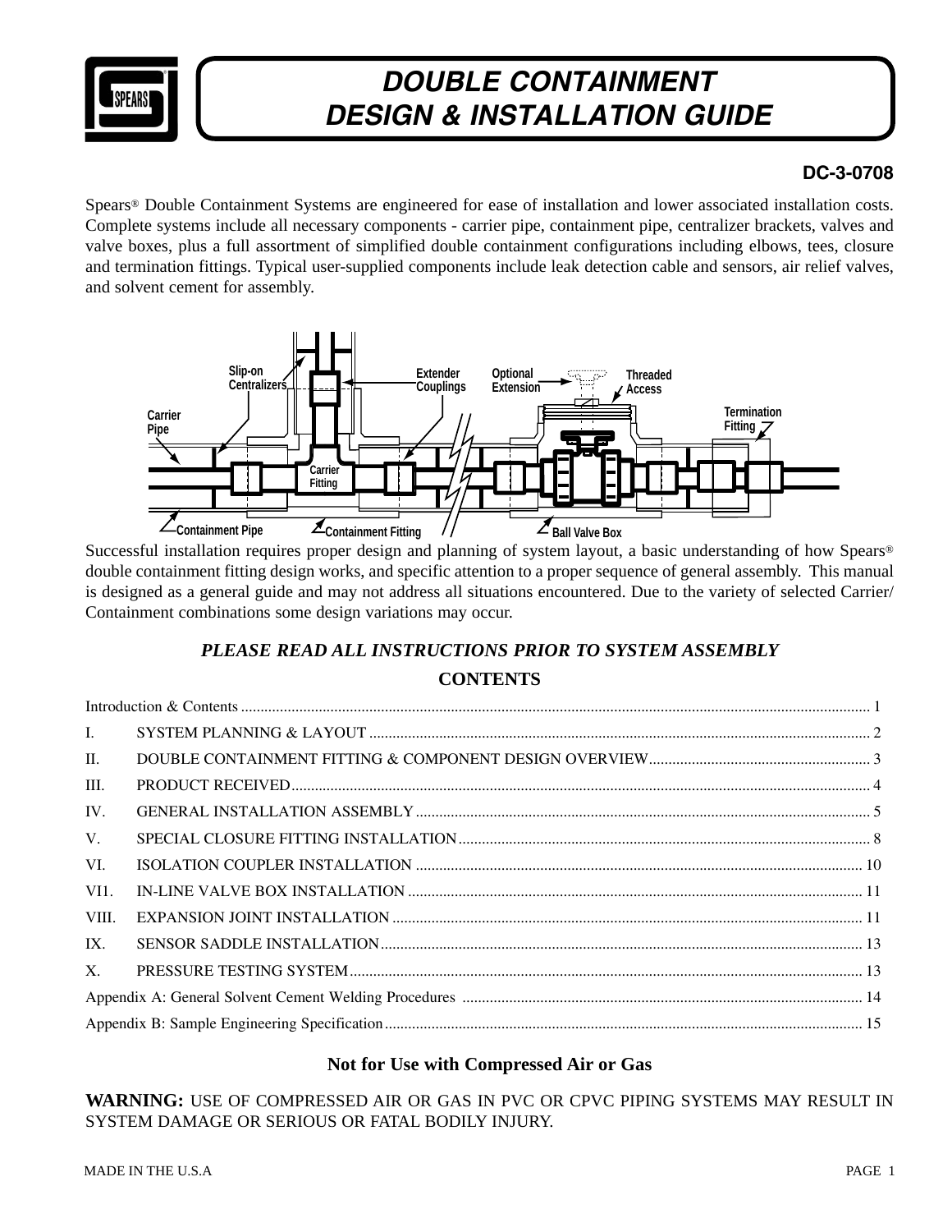# DOUBLE CONTAINMENT DESIGN & INSTALLATION GUIDE

**DC-3-0708**

Spears® Double Containment Systems are engineered for ease of installation and lower associated installation costs. Complete systems include all necessary components - carrier pipe, containment pipe, centralizer brackets, valves and valve boxes, plus a full assortment of simplified double containment configurations including elbows, tees, closure and termination fittings. Typical user-supplied components include leak detection cable and sensors, air relief valves, and solvent cement for assembly.

Successful installation requires proper design and planning of system layout, a basic understanding of how Spears® double containment fitting design works, and specific attention to a proper sequence of general assembly. This manual is designed as a general guide and may not address all situations encountered. Due to the variety of selected Carrier/ Containment combinations some design variations may occur.

***PLEASE READ ALL INSTRUCTIONS PRIOR TO SYSTEM ASSEMBLY***

## CONTENTS

| | | |
|---|---|---|
| Introduction & Contents | | 1 |
| I. | SYSTEM PLANNING & LAYOUT | 2 |
| II. | DOUBLE CONTAINMENT FITTING & COMPONENT DESIGN OVERVIEW | 3 |
| III. | PRODUCT RECEIVED | 4 |
| IV. | GENERAL INSTALLATION ASSEMBLY | 5 |
| V. | SPECIAL CLOSURE FITTING INSTALLATION | 8 |
| VI. | ISOLATION COUPLER INSTALLATION | 10 |
| VI1. | IN-LINE VALVE BOX INSTALLATION | 11 |
| VIII. | EXPANSION JOINT INSTALLATION | 11 |
| IX. | SENSOR SADDLE INSTALLATION | 13 |
| X. | PRESSURE TESTING SYSTEM | 13 |
| Appendix A: General Solvent Cement Welding Procedures | | 14 |
| Appendix B: Sample Engineering Specification | | 15 |

**Not for Use with Compressed Air or Gas**

**WARNING:** USE OF COMPRESSED AIR OR GAS IN PVC OR CPVC PIPING SYSTEMS MAY RESULT IN SYSTEM DAMAGE OR SERIOUS OR FATAL BODILY INJURY.

MADE IN THE U.S.A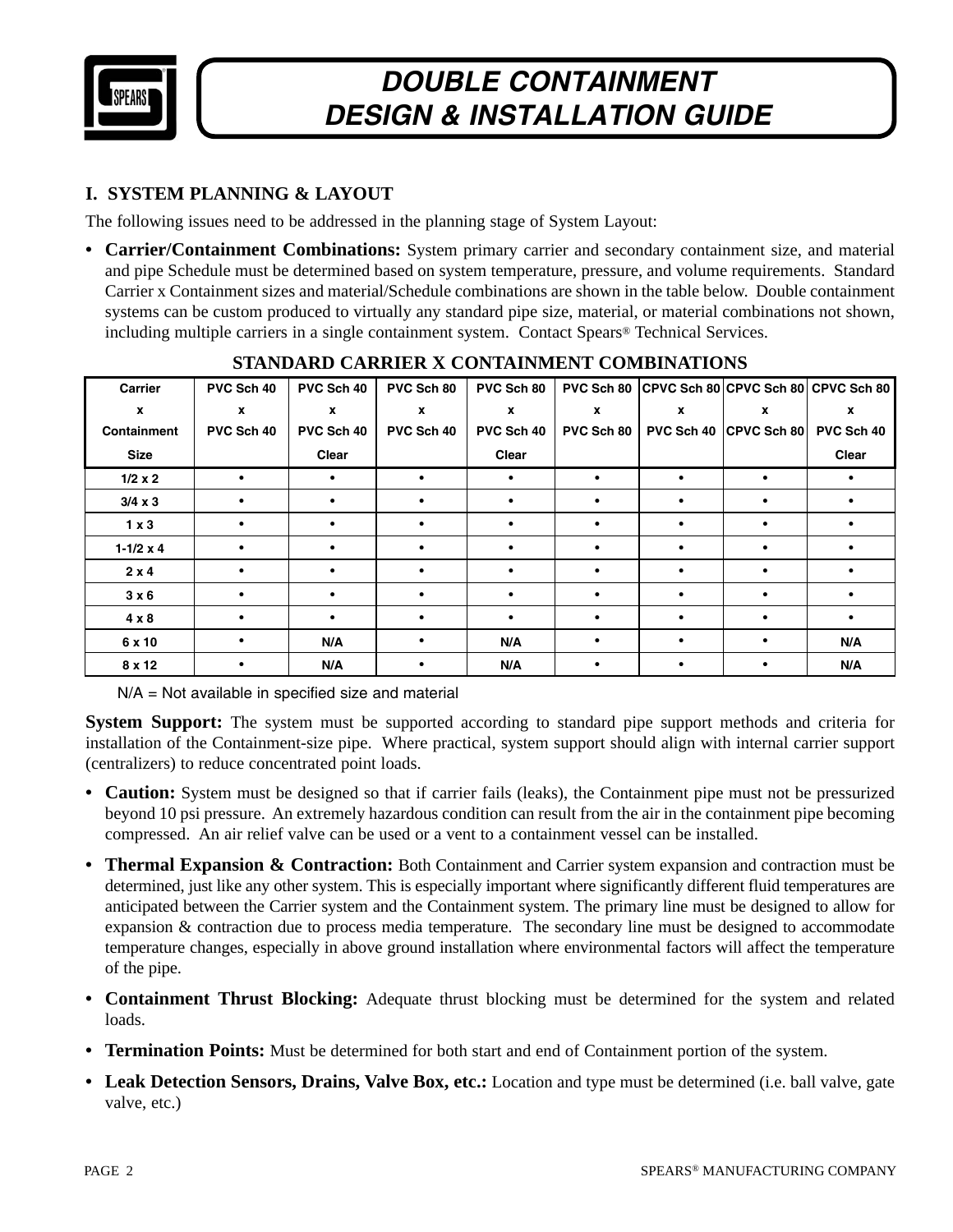# DOUBLE CONTAINMENT DESIGN & INSTALLATION GUIDE

## I. SYSTEM PLANNING & LAYOUT

The following issues need to be addressed in the planning stage of System Layout:

- **Carrier/Containment Combinations:** System primary carrier and secondary containment size, and material and pipe Schedule must be determined based on system temperature, pressure, and volume requirements. Standard Carrier x Containment sizes and material/Schedule combinations are shown in the table below. Double containment systems can be custom produced to virtually any standard pipe size, material, or material combinations not shown, including multiple carriers in a single containment system. Contact Spears® Technical Services.

**STANDARD CARRIER X CONTAINMENT COMBINATIONS**

| Carrier x Containment Size | PVC Sch 40 x PVC Sch 40 | PVC Sch 40 x PVC Sch 40 Clear | PVC Sch 80 x PVC Sch 40 | PVC Sch 80 x PVC Sch 40 Clear | PVC Sch 80 x PVC Sch 80 | CPVC Sch 80 x PVC Sch 40 | CPVC Sch 80 x CPVC Sch 80 | CPVC Sch 80 x PVC Sch 40 Clear |
|---|---|---|---|---|---|---|---|---|
| 1/2 x 2 | • | • | • | • | • | • | • | • |
| 3/4 x 3 | • | • | • | • | • | • | • | • |
| 1 x 3 | • | • | • | • | • | • | • | • |
| 1-1/2 x 4 | • | • | • | • | • | • | • | • |
| 2 x 4 | • | • | • | • | • | • | • | • |
| 3 x 6 | • | • | • | • | • | • | • | • |
| 4 x 8 | • | • | • | • | • | • | • | • |
| 6 x 10 | • | N/A | • | N/A | • | • | • | N/A |
| 8 x 12 | • | N/A | • | N/A | • | • | • | N/A |

N/A = Not available in specified size and material

**System Support:** The system must be supported according to standard pipe support methods and criteria for installation of the Containment-size pipe. Where practical, system support should align with internal carrier support (centralizers) to reduce concentrated point loads.

- **Caution:** System must be designed so that if carrier fails (leaks), the Containment pipe must not be pressurized beyond 10 psi pressure. An extremely hazardous condition can result from the air in the containment pipe becoming compressed. An air relief valve can be used or a vent to a containment vessel can be installed.
- **Thermal Expansion & Contraction:** Both Containment and Carrier system expansion and contraction must be determined, just like any other system. This is especially important where significantly different fluid temperatures are anticipated between the Carrier system and the Containment system. The primary line must be designed to allow for expansion & contraction due to process media temperature. The secondary line must be designed to accommodate temperature changes, especially in above ground installation where environmental factors will affect the temperature of the pipe.
- **Containment Thrust Blocking:** Adequate thrust blocking must be determined for the system and related loads.
- **Termination Points:** Must be determined for both start and end of Containment portion of the system.
- **Leak Detection Sensors, Drains, Valve Box, etc.:** Location and type must be determined (i.e. ball valve, gate valve, etc.)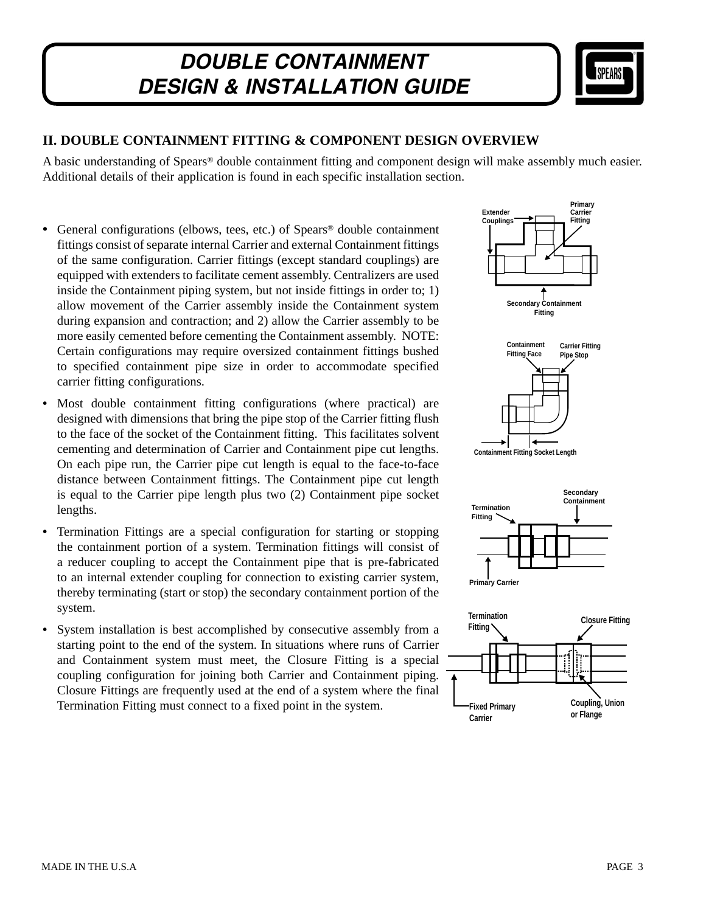## II. DOUBLE CONTAINMENT FITTING & COMPONENT DESIGN OVERVIEW

A basic understanding of Spears® double containment fitting and component design will make assembly much easier. Additional details of their application is found in each specific installation section.

- General configurations (elbows, tees, etc.) of Spears® double containment fittings consist of separate internal Carrier and external Containment fittings of the same configuration. Carrier fittings (except standard couplings) are equipped with extenders to facilitate cement assembly. Centralizers are used inside the Containment piping system, but not inside fittings in order to; 1) allow movement of the Carrier assembly inside the Containment system during expansion and contraction; and 2) allow the Carrier assembly to be more easily cemented before cementing the Containment assembly. NOTE: Certain configurations may require oversized containment fittings bushed to specified containment pipe size in order to accommodate specified carrier fitting configurations.
- Most double containment fitting configurations (where practical) are designed with dimensions that bring the pipe stop of the Carrier fitting flush to the face of the socket of the Containment fitting. This facilitates solvent cementing and determination of Carrier and Containment pipe cut lengths. On each pipe run, the Carrier pipe cut length is equal to the face-to-face distance between Containment fittings. The Containment pipe cut length is equal to the Carrier pipe length plus two (2) Containment pipe socket lengths.
- Termination Fittings are a special configuration for starting or stopping the containment portion of a system. Termination fittings will consist of a reducer coupling to accept the Containment pipe that is pre-fabricated to an internal extender coupling for connection to existing carrier system, thereby terminating (start or stop) the secondary containment portion of the system.
- System installation is best accomplished by consecutive assembly from a starting point to the end of the system. In situations where runs of Carrier and Containment system must meet, the Closure Fitting is a special coupling configuration for joining both Carrier and Containment piping. Closure Fittings are frequently used at the end of a system where the final Termination Fitting must connect to a fixed point in the system.

Extender Couplings / Primary Carrier Fitting / Secondary Containment Fitting

Containment Fitting Face / Carrier Fitting Pipe Stop / Containment Fitting Socket Length

Termination Fitting / Secondary Containment / Primary Carrier

Termination Fitting / Closure Fitting / Fixed Primary Carrier / Coupling, Union or Flange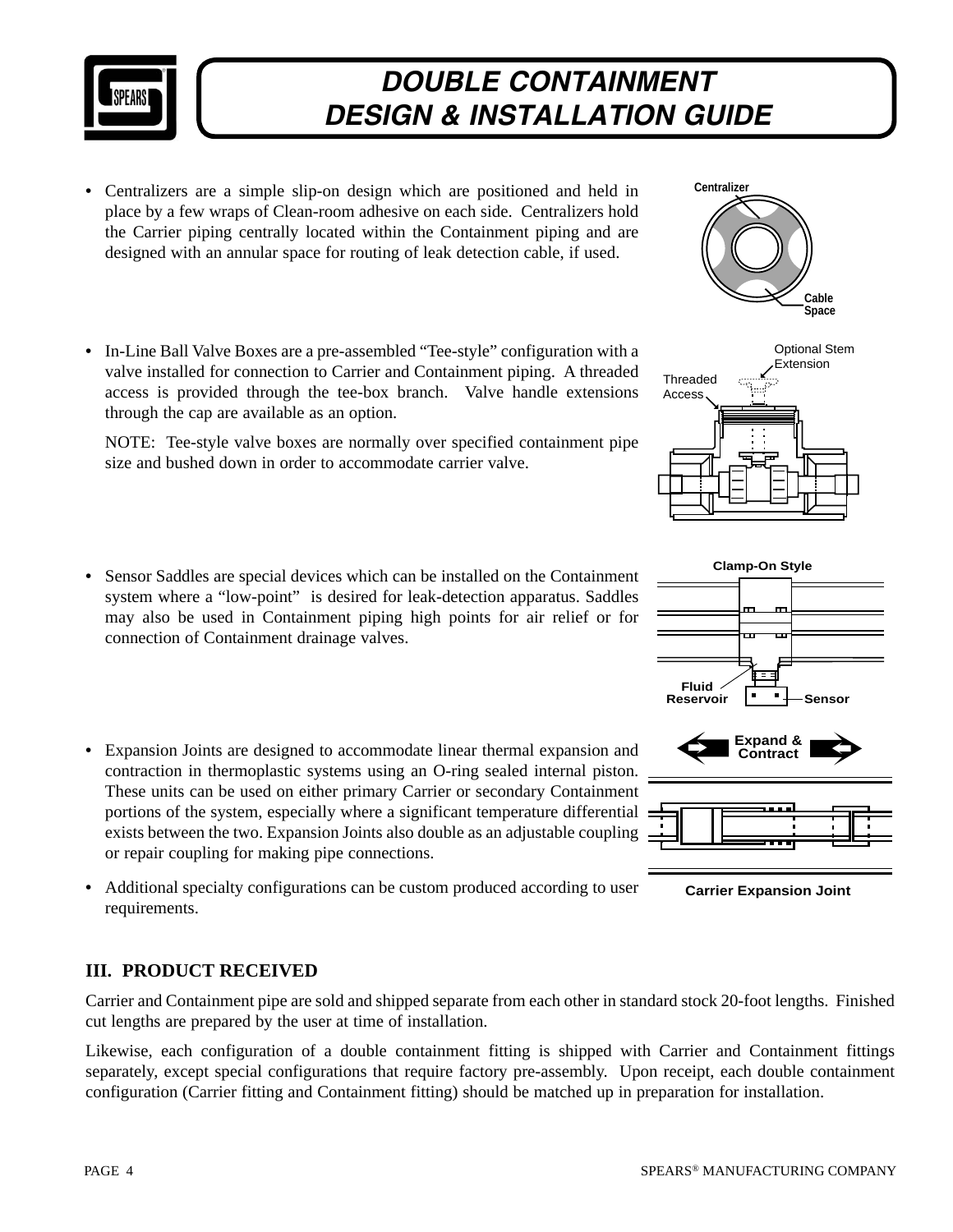- Centralizers are a simple slip-on design which are positioned and held in place by a few wraps of Clean-room adhesive on each side. Centralizers hold the Carrier piping centrally located within the Containment piping and are designed with an annular space for routing of leak detection cable, if used.

- In-Line Ball Valve Boxes are a pre-assembled "Tee-style" configuration with a valve installed for connection to Carrier and Containment piping. A threaded access is provided through the tee-box branch. Valve handle extensions through the cap are available as an option.

  NOTE: Tee-style valve boxes are normally over specified containment pipe size and bushed down in order to accommodate carrier valve.

- Sensor Saddles are special devices which can be installed on the Containment system where a "low-point" is desired for leak-detection apparatus. Saddles may also be used in Containment piping high points for air relief or for connection of Containment drainage valves.

- Expansion Joints are designed to accommodate linear thermal expansion and contraction in thermoplastic systems using an O-ring sealed internal piston. These units can be used on either primary Carrier or secondary Containment portions of the system, especially where a significant temperature differential exists between the two. Expansion Joints also double as an adjustable coupling or repair coupling for making pipe connections.

- Additional specialty configurations can be custom produced according to user requirements.

Carrier Expansion Joint

## III. PRODUCT RECEIVED

Carrier and Containment pipe are sold and shipped separate from each other in standard stock 20-foot lengths. Finished cut lengths are prepared by the user at time of installation.

Likewise, each configuration of a double containment fitting is shipped with Carrier and Containment fittings separately, except special configurations that require factory pre-assembly. Upon receipt, each double containment configuration (Carrier fitting and Containment fitting) should be matched up in preparation for installation.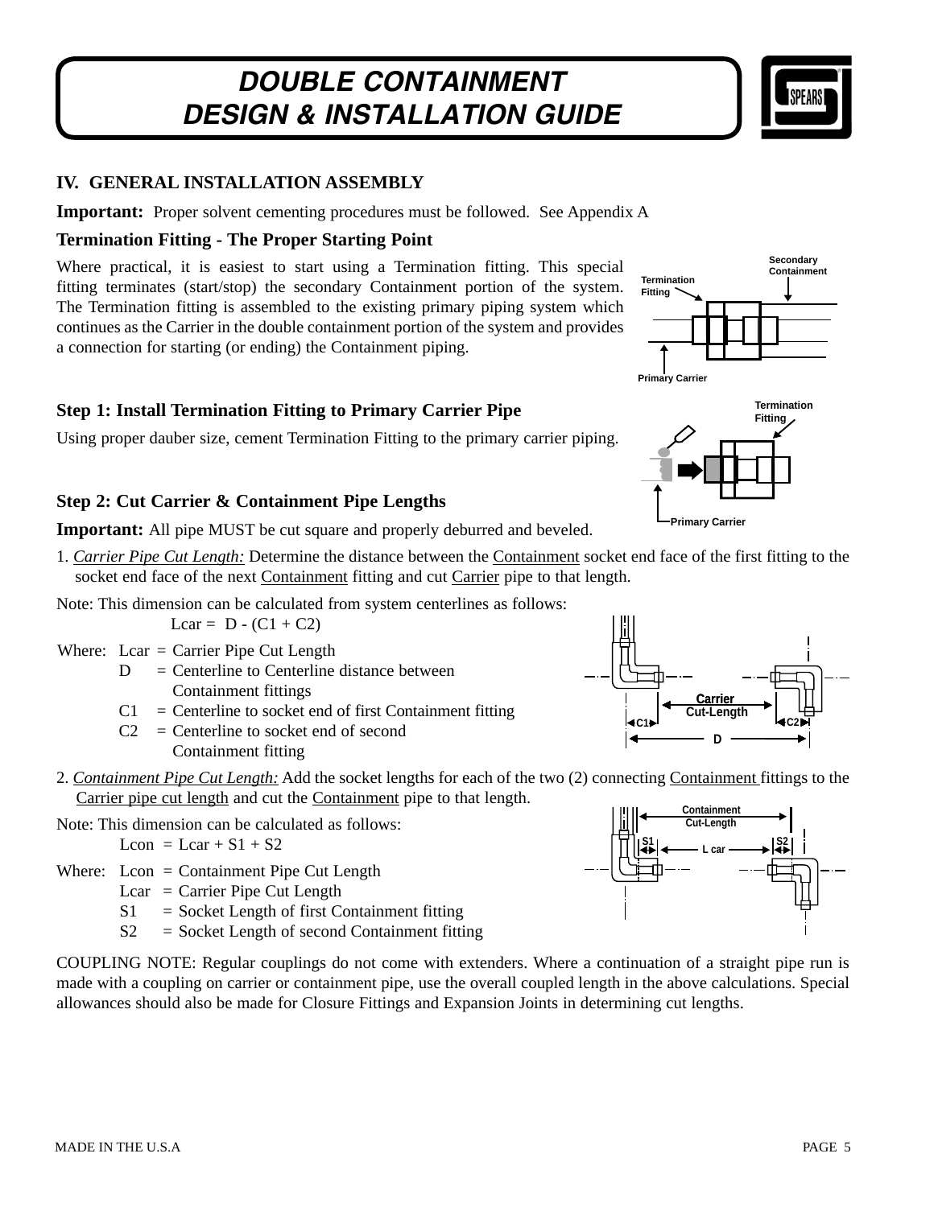# DOUBLE CONTAINMENT DESIGN & INSTALLATION GUIDE

## IV. GENERAL INSTALLATION ASSEMBLY

**Important:** Proper solvent cementing procedures must be followed. See Appendix A

### Termination Fitting - The Proper Starting Point

Where practical, it is easiest to start using a Termination fitting. This special fitting terminates (start/stop) the secondary Containment portion of the system. The Termination fitting is assembled to the existing primary piping system which continues as the Carrier in the double containment portion of the system and provides a connection for starting (or ending) the Containment piping.

### Step 1: Install Termination Fitting to Primary Carrier Pipe

Using proper dauber size, cement Termination Fitting to the primary carrier piping.

### Step 2: Cut Carrier & Containment Pipe Lengths

**Important:** All pipe MUST be cut square and properly deburred and beveled.

1. *Carrier Pipe Cut Length:* Determine the distance between the Containment socket end face of the first fitting to the socket end face of the next Containment fitting and cut Carrier pipe to that length.

Note: This dimension can be calculated from system centerlines as follows:

$$L_{car} = D - (C1 + C2)$$

Where:
- Lcar = Carrier Pipe Cut Length
- D = Centerline to Centerline distance between Containment fittings
- C1 = Centerline to socket end of first Containment fitting
- C2 = Centerline to socket end of second Containment fitting

2. *Containment Pipe Cut Length:* Add the socket lengths for each of the two (2) connecting Containment fittings to the Carrier pipe cut length and cut the Containment pipe to that length.

Note: This dimension can be calculated as follows:

$$L_{con} = L_{car} + S1 + S2$$

Where:
- Lcon = Containment Pipe Cut Length
- Lcar = Carrier Pipe Cut Length
- S1 = Socket Length of first Containment fitting
- S2 = Socket Length of second Containment fitting

COUPLING NOTE: Regular couplings do not come with extenders. Where a continuation of a straight pipe run is made with a coupling on carrier or containment pipe, use the overall coupled length in the above calculations. Special allowances should also be made for Closure Fittings and Expansion Joints in determining cut lengths.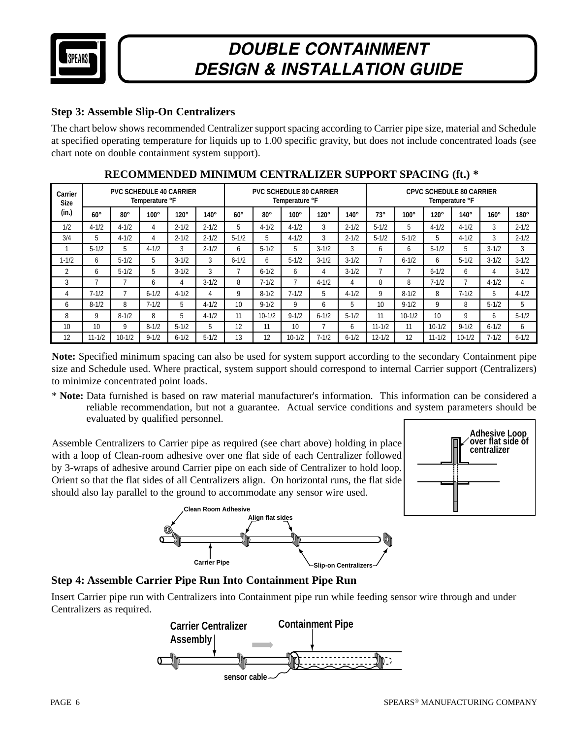# DOUBLE CONTAINMENT DESIGN & INSTALLATION GUIDE

### Step 3: Assemble Slip-On Centralizers

The chart below shows recommended Centralizer support spacing according to Carrier pipe size, material and Schedule at specified operating temperature for liquids up to 1.00 specific gravity, but does not include concentrated loads (see chart note on double containment system support).

**RECOMMENDED MINIMUM CENTRALIZER SUPPORT SPACING (ft.) ***

| Carrier Size (in.) | PVC SCHEDULE 40 CARRIER Temperature °F | | | | | PVC SCHEDULE 80 CARRIER Temperature °F | | | | | CPVC SCHEDULE 80 CARRIER Temperature °F | | | | | |
|---|---|---|---|---|---|---|---|---|---|---|---|---|---|---|---|---|
| | 60° | 80° | 100° | 120° | 140° | 60° | 80° | 100° | 120° | 140° | 73° | 100° | 120° | 140° | 160° | 180° |
| 1/2 | 4-1/2 | 4-1/2 | 4 | 2-1/2 | 2-1/2 | 5 | 4-1/2 | 4-1/2 | 3 | 2-1/2 | 5-1/2 | 5 | 4-1/2 | 4-1/2 | 3 | 2-1/2 |
| 3/4 | 5 | 4-1/2 | 4 | 2-1/2 | 2-1/2 | 5-1/2 | 5 | 4-1/2 | 3 | 2-1/2 | 5-1/2 | 5-1/2 | 5 | 4-1/2 | 3 | 2-1/2 |
| 1 | 5-1/2 | 5 | 4-1/2 | 3 | 2-1/2 | 6 | 5-1/2 | 5 | 3-1/2 | 3 | 6 | 6 | 5-1/2 | 5 | 3-1/2 | 3 |
| 1-1/2 | 6 | 5-1/2 | 5 | 3-1/2 | 3 | 6-1/2 | 6 | 5-1/2 | 3-1/2 | 3-1/2 | 7 | 6-1/2 | 6 | 5-1/2 | 3-1/2 | 3-1/2 |
| 2 | 6 | 5-1/2 | 5 | 3-1/2 | 3 | 7 | 6-1/2 | 6 | 4 | 3-1/2 | 7 | 7 | 6-1/2 | 6 | 4 | 3-1/2 |
| 3 | 7 | 7 | 6 | 4 | 3-1/2 | 8 | 7-1/2 | 7 | 4-1/2 | 4 | 8 | 8 | 7-1/2 | 7 | 4-1/2 | 4 |
| 4 | 7-1/2 | 7 | 6-1/2 | 4-1/2 | 4 | 9 | 8-1/2 | 7-1/2 | 5 | 4-1/2 | 9 | 8-1/2 | 8 | 7-1/2 | 5 | 4-1/2 |
| 6 | 8-1/2 | 8 | 7-1/2 | 5 | 4-1/2 | 10 | 9-1/2 | 9 | 6 | 5 | 10 | 9-1/2 | 9 | 8 | 5-1/2 | 5 |
| 8 | 9 | 8-1/2 | 8 | 5 | 4-1/2 | 11 | 10-1/2 | 9-1/2 | 6-1/2 | 5-1/2 | 11 | 10-1/2 | 10 | 9 | 6 | 5-1/2 |
| 10 | 10 | 9 | 8-1/2 | 5-1/2 | 5 | 12 | 11 | 10 | 7 | 6 | 11-1/2 | 11 | 10-1/2 | 9-1/2 | 6-1/2 | 6 |
| 12 | 11-1/2 | 10-1/2 | 9-1/2 | 6-1/2 | 5-1/2 | 13 | 12 | 10-1/2 | 7-1/2 | 6-1/2 | 12-1/2 | 12 | 11-1/2 | 10-1/2 | 7-1/2 | 6-1/2 |

**Note:** Specified minimum spacing can also be used for system support according to the secondary Containment pipe size and Schedule used. Where practical, system support should correspond to internal Carrier support (Centralizers) to minimize concentrated point loads.

* **Note:** Data furnished is based on raw material manufacturer's information. This information can be considered a reliable recommendation, but not a guarantee. Actual service conditions and system parameters should be evaluated by qualified personnel.

Assemble Centralizers to Carrier pipe as required (see chart above) holding in place with a loop of Clean-room adhesive over one flat side of each Centralizer followed by 3-wraps of adhesive around Carrier pipe on each side of Centralizer to hold loop. Orient so that the flat sides of all Centralizers align. On horizontal runs, the flat side should also lay parallel to the ground to accommodate any sensor wire used.

Adhesive Loop over flat side of centralizer

Clean Room Adhesive — Align flat sides — Carrier Pipe — Slip-on Centralizers

### Step 4: Assemble Carrier Pipe Run Into Containment Pipe Run

Insert Carrier pipe run with Centralizers into Containment pipe run while feeding sensor wire through and under Centralizers as required.

Carrier Centralizer Assembly — Containment Pipe — sensor cable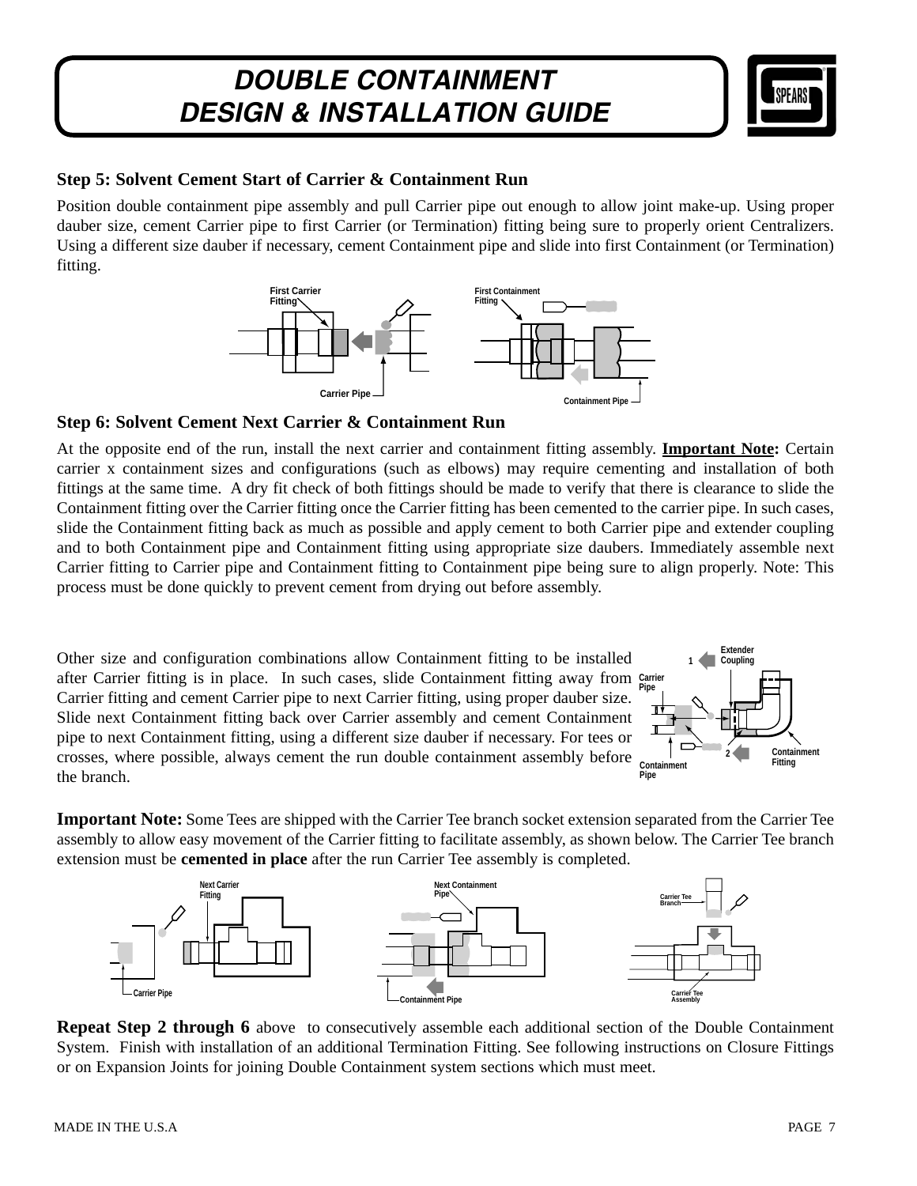## Step 5: Solvent Cement Start of Carrier & Containment Run

Position double containment pipe assembly and pull Carrier pipe out enough to allow joint make-up. Using proper dauber size, cement Carrier pipe to first Carrier (or Termination) fitting being sure to properly orient Centralizers. Using a different size dauber if necessary, cement Containment pipe and slide into first Containment (or Termination) fitting.

## Step 6: Solvent Cement Next Carrier & Containment Run

At the opposite end of the run, install the next carrier and containment fitting assembly. **Important Note:** Certain carrier x containment sizes and configurations (such as elbows) may require cementing and installation of both fittings at the same time. A dry fit check of both fittings should be made to verify that there is clearance to slide the Containment fitting over the Carrier fitting once the Carrier fitting has been cemented to the carrier pipe. In such cases, slide the Containment fitting back as much as possible and apply cement to both Carrier pipe and extender coupling and to both Containment pipe and Containment fitting using appropriate size daubers. Immediately assemble next Carrier fitting to Carrier pipe and Containment fitting to Containment pipe being sure to align properly. Note: This process must be done quickly to prevent cement from drying out before assembly.

Other size and configuration combinations allow Containment fitting to be installed after Carrier fitting is in place. In such cases, slide Containment fitting away from Carrier fitting and cement Carrier pipe to next Carrier fitting, using proper dauber size. Slide next Containment fitting back over Carrier assembly and cement Containment pipe to next Containment fitting, using a different size dauber if necessary. For tees or crosses, where possible, always cement the run double containment assembly before the branch.

**Important Note:** Some Tees are shipped with the Carrier Tee branch socket extension separated from the Carrier Tee assembly to allow easy movement of the Carrier fitting to facilitate assembly, as shown below. The Carrier Tee branch extension must be **cemented in place** after the run Carrier Tee assembly is completed.

**Repeat Step 2 through 6** above to consecutively assemble each additional section of the Double Containment System. Finish with installation of an additional Termination Fitting. See following instructions on Closure Fittings or on Expansion Joints for joining Double Containment system sections which must meet.

MADE IN THE U.S.A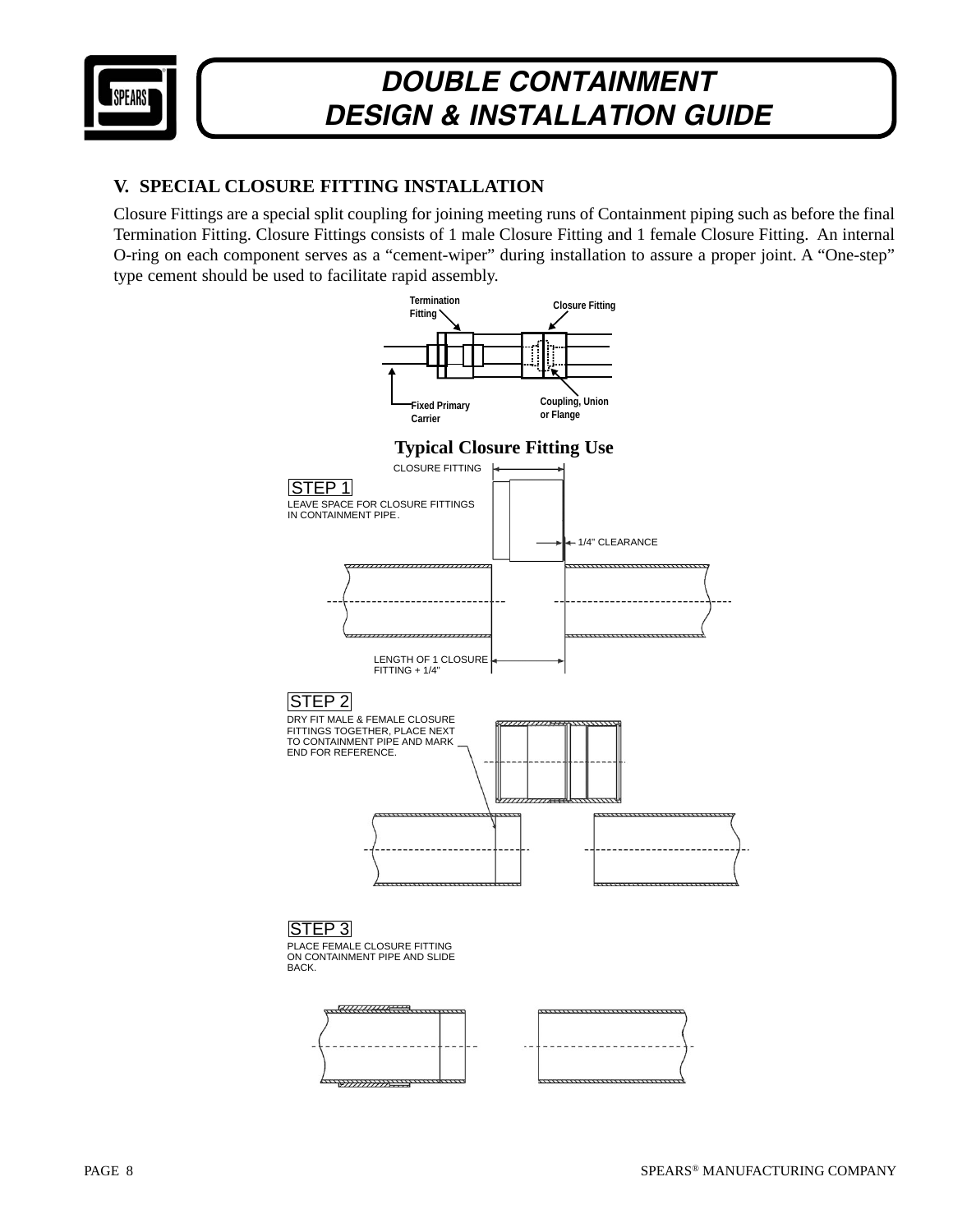## V. SPECIAL CLOSURE FITTING INSTALLATION

Closure Fittings are a special split coupling for joining meeting runs of Containment piping such as before the final Termination Fitting. Closure Fittings consists of 1 male Closure Fitting and 1 female Closure Fitting. An internal O-ring on each component serves as a "cement-wiper" during installation to assure a proper joint. A "One-step" type cement should be used to facilitate rapid assembly.

Termination Fitting

Closure Fitting

Fixed Primary Carrier

Coupling, Union or Flange

**Typical Closure Fitting Use**

CLOSURE FITTING

STEP 1

LEAVE SPACE FOR CLOSURE FITTINGS IN CONTAINMENT PIPE.

1/4" CLEARANCE

LENGTH OF 1 CLOSURE FITTING + 1/4"

STEP 2

DRY FIT MALE & FEMALE CLOSURE FITTINGS TOGETHER, PLACE NEXT TO CONTAINMENT PIPE AND MARK END FOR REFERENCE.

STEP 3

PLACE FEMALE CLOSURE FITTING ON CONTAINMENT PIPE AND SLIDE BACK.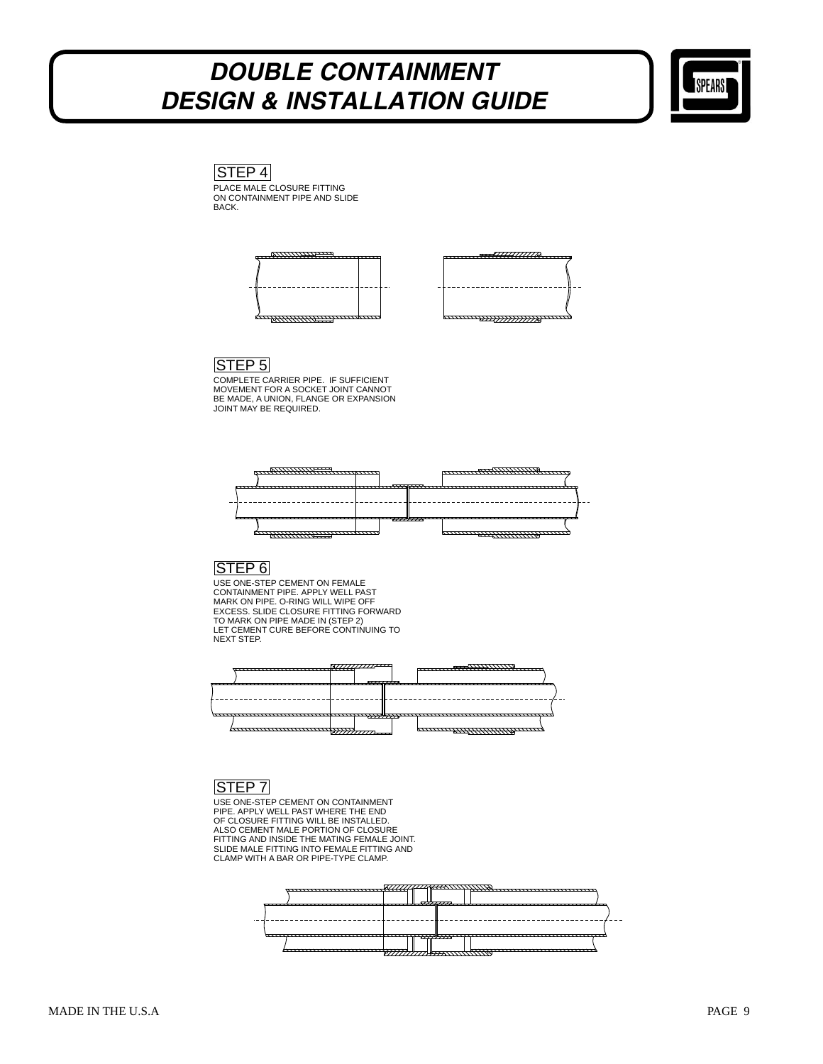### STEP 4

PLACE MALE CLOSURE FITTING ON CONTAINMENT PIPE AND SLIDE BACK.

### STEP 5

COMPLETE CARRIER PIPE. IF SUFFICIENT MOVEMENT FOR A SOCKET JOINT CANNOT BE MADE, A UNION, FLANGE OR EXPANSION JOINT MAY BE REQUIRED.

### STEP 6

USE ONE-STEP CEMENT ON FEMALE CONTAINMENT PIPE. APPLY WELL PAST MARK ON PIPE. O-RING WILL WIPE OFF EXCESS. SLIDE CLOSURE FITTING FORWARD TO MARK ON PIPE MADE IN (STEP 2) LET CEMENT CURE BEFORE CONTINUING TO NEXT STEP.

### STEP 7

USE ONE-STEP CEMENT ON CONTAINMENT PIPE. APPLY WELL PAST WHERE THE END OF CLOSURE FITTING WILL BE INSTALLED. ALSO CEMENT MALE PORTION OF CLOSURE FITTING AND INSIDE THE MATING FEMALE JOINT. SLIDE MALE FITTING INTO FEMALE FITTING AND CLAMP WITH A BAR OR PIPE-TYPE CLAMP.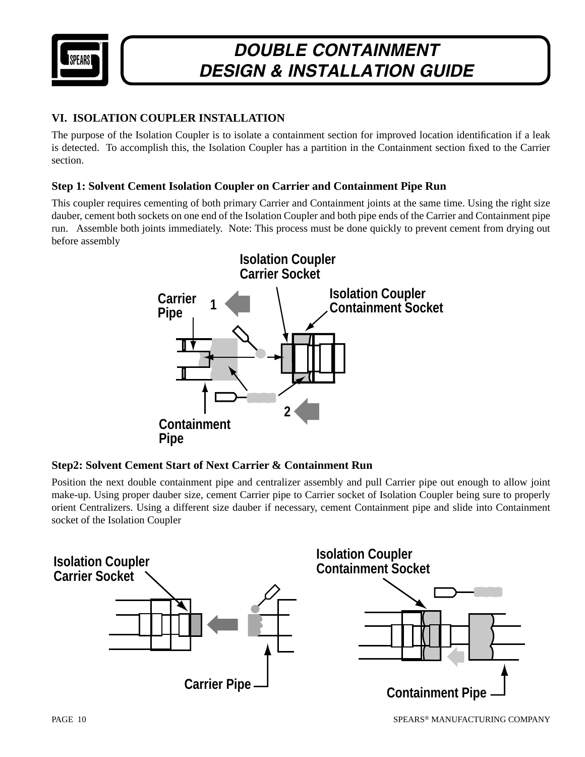## VI. ISOLATION COUPLER INSTALLATION

The purpose of the Isolation Coupler is to isolate a containment section for improved location identification if a leak is detected. To accomplish this, the Isolation Coupler has a partition in the Containment section fixed to the Carrier section.

### Step 1: Solvent Cement Isolation Coupler on Carrier and Containment Pipe Run

This coupler requires cementing of both primary Carrier and Containment joints at the same time. Using the right size dauber, cement both sockets on one end of the Isolation Coupler and both pipe ends of the Carrier and Containment pipe run. Assemble both joints immediately. Note: This process must be done quickly to prevent cement from drying out before assembly

Isolation Coupler Carrier Socket

Isolation Coupler Containment Socket

Carrier Pipe

1

2

Containment Pipe

### Step2: Solvent Cement Start of Next Carrier & Containment Run

Position the next double containment pipe and centralizer assembly and pull Carrier pipe out enough to allow joint make-up. Using proper dauber size, cement Carrier pipe to Carrier socket of Isolation Coupler being sure to properly orient Centralizers. Using a different size dauber if necessary, cement Containment pipe and slide into Containment socket of the Isolation Coupler

Isolation Coupler Carrier Socket

Isolation Coupler Containment Socket

Carrier Pipe

Containment Pipe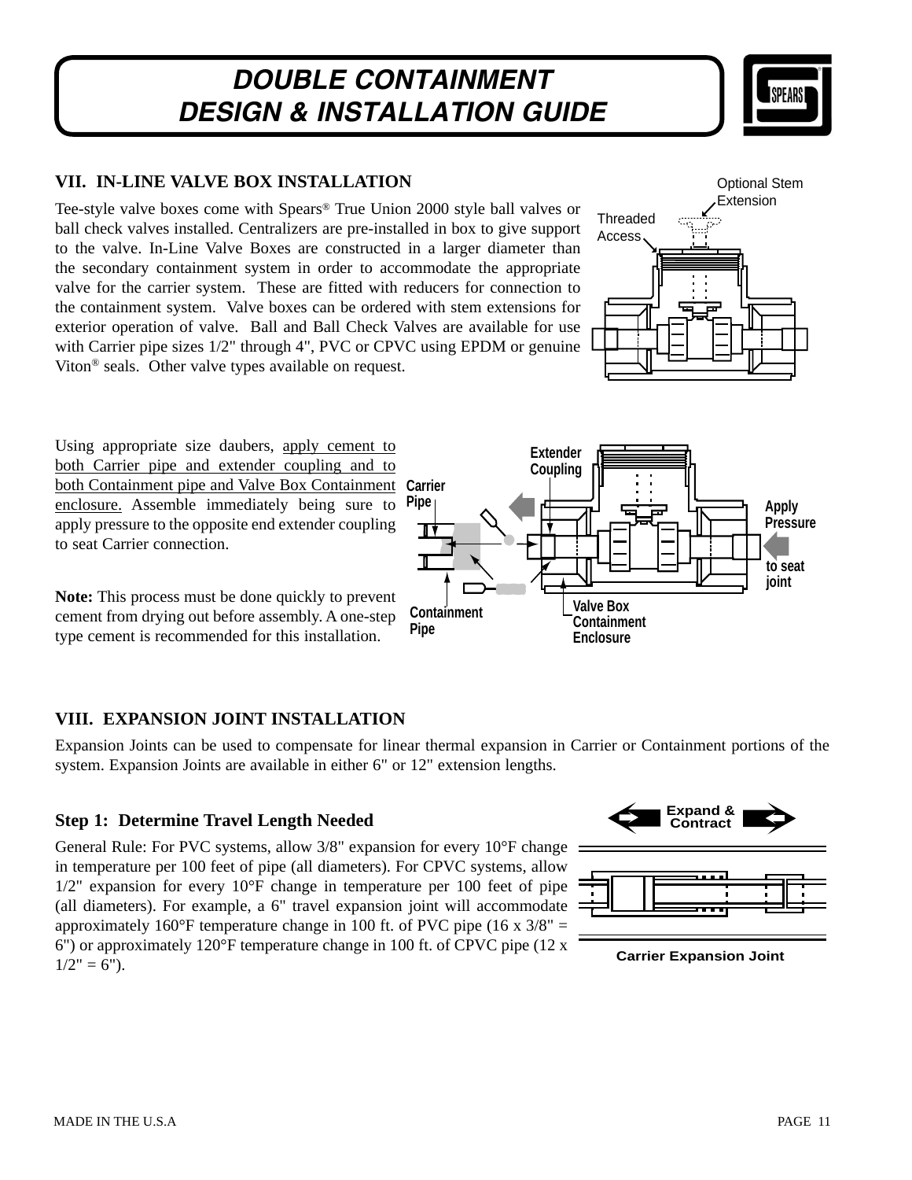# DOUBLE CONTAINMENT DESIGN & INSTALLATION GUIDE

## VII. IN-LINE VALVE BOX INSTALLATION

Tee-style valve boxes come with Spears® True Union 2000 style ball valves or ball check valves installed. Centralizers are pre-installed in box to give support to the valve. In-Line Valve Boxes are constructed in a larger diameter than the secondary containment system in order to accommodate the appropriate valve for the carrier system. These are fitted with reducers for connection to the containment system. Valve boxes can be ordered with stem extensions for exterior operation of valve. Ball and Ball Check Valves are available for use with Carrier pipe sizes 1/2" through 4", PVC or CPVC using EPDM or genuine Viton® seals. Other valve types available on request.

Optional Stem Extension

Threaded Access

Using appropriate size daubers, apply cement to both Carrier pipe and extender coupling and to both Containment pipe and Valve Box Containment enclosure. Assemble immediately being sure to apply pressure to the opposite end extender coupling to seat Carrier connection.

**Note:** This process must be done quickly to prevent cement from drying out before assembly. A one-step type cement is recommended for this installation.

Extender Coupling

Carrier Pipe

Apply Pressure to seat joint

Containment Pipe

Valve Box Containment Enclosure

## VIII. EXPANSION JOINT INSTALLATION

Expansion Joints can be used to compensate for linear thermal expansion in Carrier or Containment portions of the system. Expansion Joints are available in either 6" or 12" extension lengths.

### Step 1: Determine Travel Length Needed

General Rule: For PVC systems, allow 3/8" expansion for every 10°F change in temperature per 100 feet of pipe (all diameters). For CPVC systems, allow 1/2" expansion for every 10°F change in temperature per 100 feet of pipe (all diameters). For example, a 6" travel expansion joint will accommodate approximately 160°F temperature change in 100 ft. of PVC pipe (16 x 3/8" = 6") or approximately 120°F temperature change in 100 ft. of CPVC pipe (12 x 1/2" = 6").

Expand & Contract

Carrier Expansion Joint

MADE IN THE U.S.A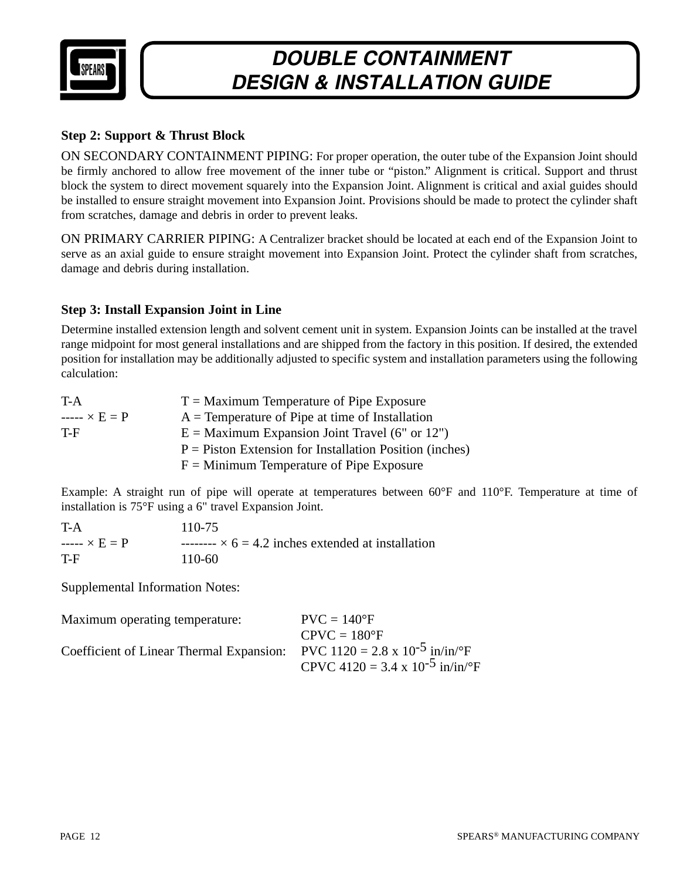## Step 2: Support & Thrust Block

ON SECONDARY CONTAINMENT PIPING: For proper operation, the outer tube of the Expansion Joint should be firmly anchored to allow free movement of the inner tube or "piston." Alignment is critical. Support and thrust block the system to direct movement squarely into the Expansion Joint. Alignment is critical and axial guides should be installed to ensure straight movement into Expansion Joint. Provisions should be made to protect the cylinder shaft from scratches, damage and debris in order to prevent leaks.

ON PRIMARY CARRIER PIPING: A Centralizer bracket should be located at each end of the Expansion Joint to serve as an axial guide to ensure straight movement into Expansion Joint. Protect the cylinder shaft from scratches, damage and debris during installation.

## Step 3: Install Expansion Joint in Line

Determine installed extension length and solvent cement unit in system. Expansion Joints can be installed at the travel range midpoint for most general installations and are shipped from the factory in this position. If desired, the extended position for installation may be additionally adjusted to specific system and installation parameters using the following calculation:

$$\frac{T-A}{T-F} \times E = P$$

T = Maximum Temperature of Pipe Exposure
A = Temperature of Pipe at time of Installation
E = Maximum Expansion Joint Travel (6" or 12")
P = Piston Extension for Installation Position (inches)
F = Minimum Temperature of Pipe Exposure

Example: A straight run of pipe will operate at temperatures between 60°F and 110°F. Temperature at time of installation is 75°F using a 6" travel Expansion Joint.

$$\frac{T-A}{T-F} \times E = P \qquad \frac{110-75}{110-60} \times 6 = 4.2 \text{ inches extended at installation}$$

Supplemental Information Notes:

| | |
|---|---|
| Maximum operating temperature: | PVC = 140°F |
| | CPVC = 180°F |
| Coefficient of Linear Thermal Expansion: | PVC 1120 = $2.8 \times 10^{-5}$ in/in/°F |
| | CPVC 4120 = $3.4 \times 10^{-5}$ in/in/°F |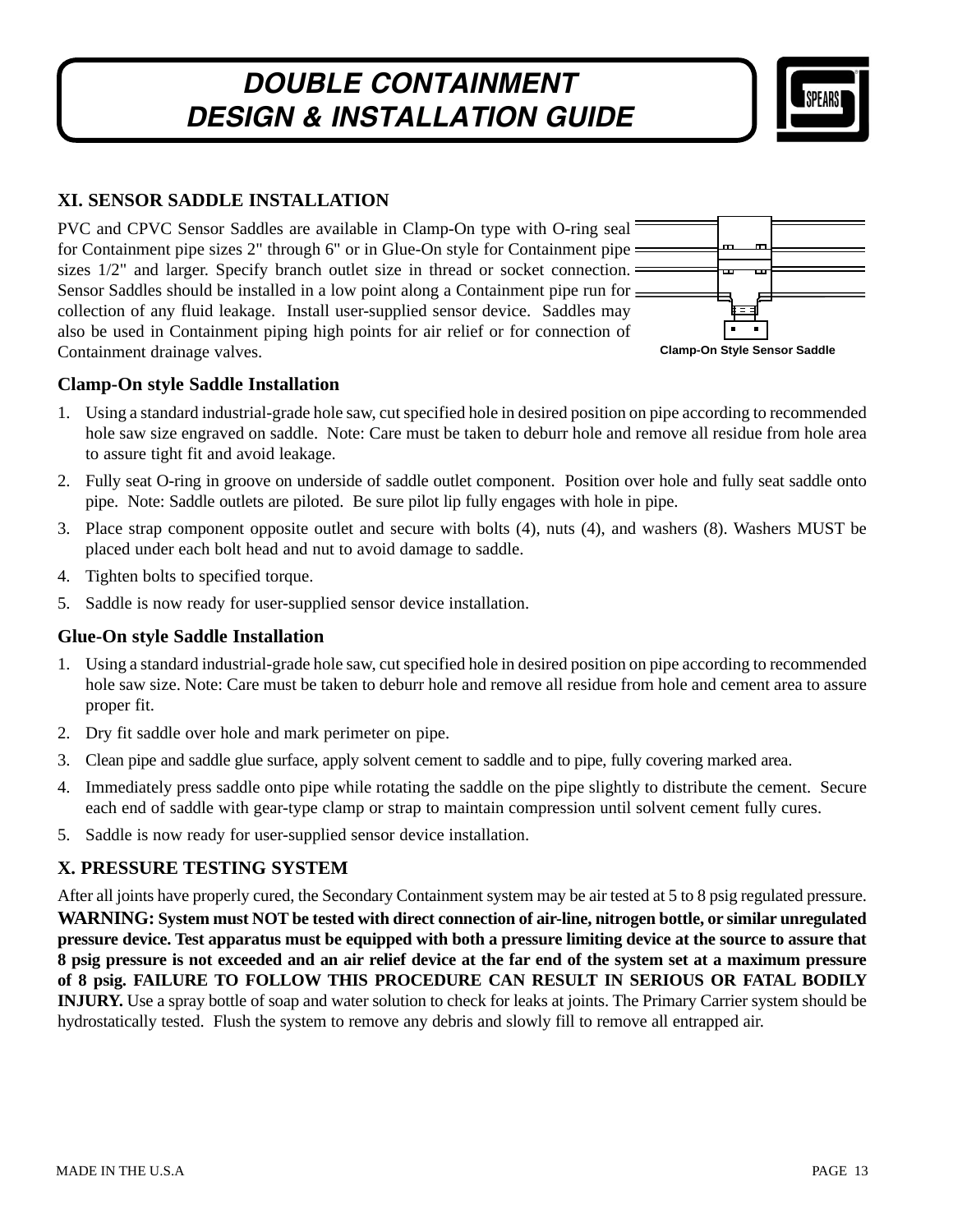## XI. SENSOR SADDLE INSTALLATION

PVC and CPVC Sensor Saddles are available in Clamp-On type with O-ring seal for Containment pipe sizes 2" through 6" or in Glue-On style for Containment pipe sizes 1/2" and larger. Specify branch outlet size in thread or socket connection. Sensor Saddles should be installed in a low point along a Containment pipe run for collection of any fluid leakage. Install user-supplied sensor device. Saddles may also be used in Containment piping high points for air relief or for connection of Containment drainage valves.

Clamp-On Style Sensor Saddle

### Clamp-On style Saddle Installation

1. Using a standard industrial-grade hole saw, cut specified hole in desired position on pipe according to recommended hole saw size engraved on saddle. Note: Care must be taken to deburr hole and remove all residue from hole area to assure tight fit and avoid leakage.
2. Fully seat O-ring in groove on underside of saddle outlet component. Position over hole and fully seat saddle onto pipe. Note: Saddle outlets are piloted. Be sure pilot lip fully engages with hole in pipe.
3. Place strap component opposite outlet and secure with bolts (4), nuts (4), and washers (8). Washers MUST be placed under each bolt head and nut to avoid damage to saddle.
4. Tighten bolts to specified torque.
5. Saddle is now ready for user-supplied sensor device installation.

### Glue-On style Saddle Installation

1. Using a standard industrial-grade hole saw, cut specified hole in desired position on pipe according to recommended hole saw size. Note: Care must be taken to deburr hole and remove all residue from hole and cement area to assure proper fit.
2. Dry fit saddle over hole and mark perimeter on pipe.
3. Clean pipe and saddle glue surface, apply solvent cement to saddle and to pipe, fully covering marked area.
4. Immediately press saddle onto pipe while rotating the saddle on the pipe slightly to distribute the cement. Secure each end of saddle with gear-type clamp or strap to maintain compression until solvent cement fully cures.
5. Saddle is now ready for user-supplied sensor device installation.

## X. PRESSURE TESTING SYSTEM

After all joints have properly cured, the Secondary Containment system may be air tested at 5 to 8 psig regulated pressure. **WARNING: System must NOT be tested with direct connection of air-line, nitrogen bottle, or similar unregulated pressure device. Test apparatus must be equipped with both a pressure limiting device at the source to assure that 8 psig pressure is not exceeded and an air relief device at the far end of the system set at a maximum pressure of 8 psig. FAILURE TO FOLLOW THIS PROCEDURE CAN RESULT IN SERIOUS OR FATAL BODILY INJURY.** Use a spray bottle of soap and water solution to check for leaks at joints. The Primary Carrier system should be hydrostatically tested. Flush the system to remove any debris and slowly fill to remove all entrapped air.

MADE IN THE U.S.A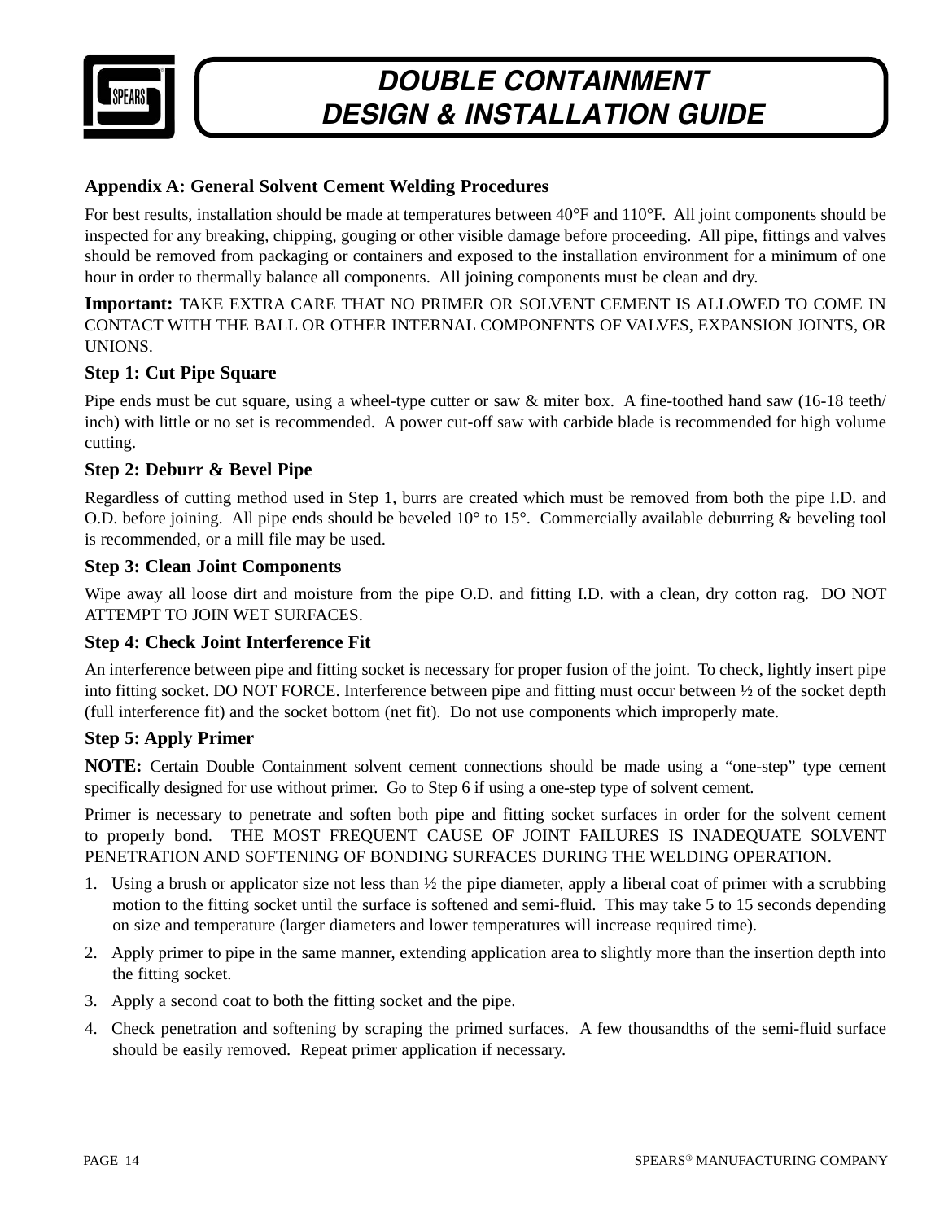## Appendix A: General Solvent Cement Welding Procedures

For best results, installation should be made at temperatures between 40°F and 110°F. All joint components should be inspected for any breaking, chipping, gouging or other visible damage before proceeding. All pipe, fittings and valves should be removed from packaging or containers and exposed to the installation environment for a minimum of one hour in order to thermally balance all components. All joining components must be clean and dry.

**Important:** TAKE EXTRA CARE THAT NO PRIMER OR SOLVENT CEMENT IS ALLOWED TO COME IN CONTACT WITH THE BALL OR OTHER INTERNAL COMPONENTS OF VALVES, EXPANSION JOINTS, OR UNIONS.

### Step 1: Cut Pipe Square

Pipe ends must be cut square, using a wheel-type cutter or saw & miter box. A fine-toothed hand saw (16-18 teeth/inch) with little or no set is recommended. A power cut-off saw with carbide blade is recommended for high volume cutting.

### Step 2: Deburr & Bevel Pipe

Regardless of cutting method used in Step 1, burrs are created which must be removed from both the pipe I.D. and O.D. before joining. All pipe ends should be beveled 10° to 15°. Commercially available deburring & beveling tool is recommended, or a mill file may be used.

### Step 3: Clean Joint Components

Wipe away all loose dirt and moisture from the pipe O.D. and fitting I.D. with a clean, dry cotton rag. DO NOT ATTEMPT TO JOIN WET SURFACES.

### Step 4: Check Joint Interference Fit

An interference between pipe and fitting socket is necessary for proper fusion of the joint. To check, lightly insert pipe into fitting socket. DO NOT FORCE. Interference between pipe and fitting must occur between ½ of the socket depth (full interference fit) and the socket bottom (net fit). Do not use components which improperly mate.

### Step 5: Apply Primer

**NOTE:** Certain Double Containment solvent cement connections should be made using a "one-step" type cement specifically designed for use without primer. Go to Step 6 if using a one-step type of solvent cement.

Primer is necessary to penetrate and soften both pipe and fitting socket surfaces in order for the solvent cement to properly bond. THE MOST FREQUENT CAUSE OF JOINT FAILURES IS INADEQUATE SOLVENT PENETRATION AND SOFTENING OF BONDING SURFACES DURING THE WELDING OPERATION.

1. Using a brush or applicator size not less than ½ the pipe diameter, apply a liberal coat of primer with a scrubbing motion to the fitting socket until the surface is softened and semi-fluid. This may take 5 to 15 seconds depending on size and temperature (larger diameters and lower temperatures will increase required time).
2. Apply primer to pipe in the same manner, extending application area to slightly more than the insertion depth into the fitting socket.
3. Apply a second coat to both the fitting socket and the pipe.
4. Check penetration and softening by scraping the primed surfaces. A few thousandths of the semi-fluid surface should be easily removed. Repeat primer application if necessary.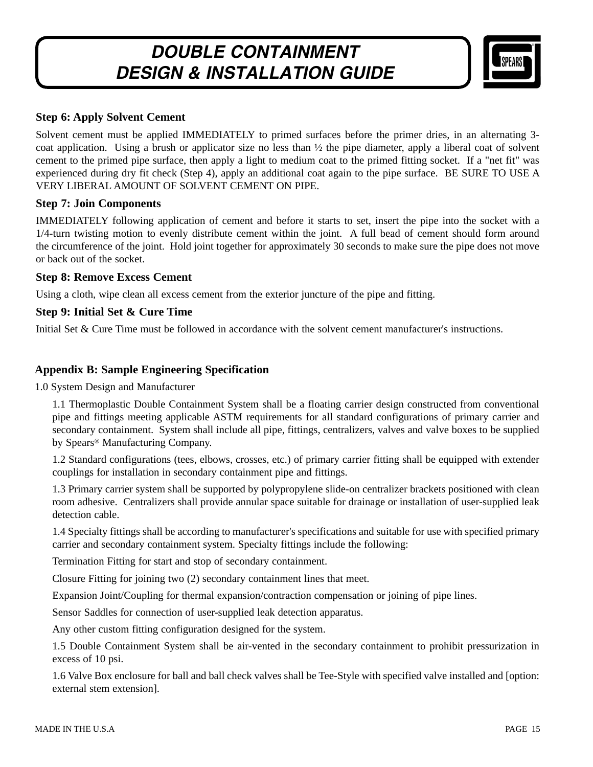### Step 6: Apply Solvent Cement

Solvent cement must be applied IMMEDIATELY to primed surfaces before the primer dries, in an alternating 3-coat application. Using a brush or applicator size no less than ½ the pipe diameter, apply a liberal coat of solvent cement to the primed pipe surface, then apply a light to medium coat to the primed fitting socket. If a "net fit" was experienced during dry fit check (Step 4), apply an additional coat again to the pipe surface. BE SURE TO USE A VERY LIBERAL AMOUNT OF SOLVENT CEMENT ON PIPE.

### Step 7: Join Components

IMMEDIATELY following application of cement and before it starts to set, insert the pipe into the socket with a 1/4-turn twisting motion to evenly distribute cement within the joint. A full bead of cement should form around the circumference of the joint. Hold joint together for approximately 30 seconds to make sure the pipe does not move or back out of the socket.

### Step 8: Remove Excess Cement

Using a cloth, wipe clean all excess cement from the exterior juncture of the pipe and fitting.

### Step 9: Initial Set & Cure Time

Initial Set & Cure Time must be followed in accordance with the solvent cement manufacturer's instructions.

## Appendix B: Sample Engineering Specification

1.0 System Design and Manufacturer

1.1 Thermoplastic Double Containment System shall be a floating carrier design constructed from conventional pipe and fittings meeting applicable ASTM requirements for all standard configurations of primary carrier and secondary containment. System shall include all pipe, fittings, centralizers, valves and valve boxes to be supplied by Spears® Manufacturing Company.

1.2 Standard configurations (tees, elbows, crosses, etc.) of primary carrier fitting shall be equipped with extender couplings for installation in secondary containment pipe and fittings.

1.3 Primary carrier system shall be supported by polypropylene slide-on centralizer brackets positioned with clean room adhesive. Centralizers shall provide annular space suitable for drainage or installation of user-supplied leak detection cable.

1.4 Specialty fittings shall be according to manufacturer's specifications and suitable for use with specified primary carrier and secondary containment system. Specialty fittings include the following:

Termination Fitting for start and stop of secondary containment.

Closure Fitting for joining two (2) secondary containment lines that meet.

Expansion Joint/Coupling for thermal expansion/contraction compensation or joining of pipe lines.

Sensor Saddles for connection of user-supplied leak detection apparatus.

Any other custom fitting configuration designed for the system.

1.5 Double Containment System shall be air-vented in the secondary containment to prohibit pressurization in excess of 10 psi.

1.6 Valve Box enclosure for ball and ball check valves shall be Tee-Style with specified valve installed and [option: external stem extension].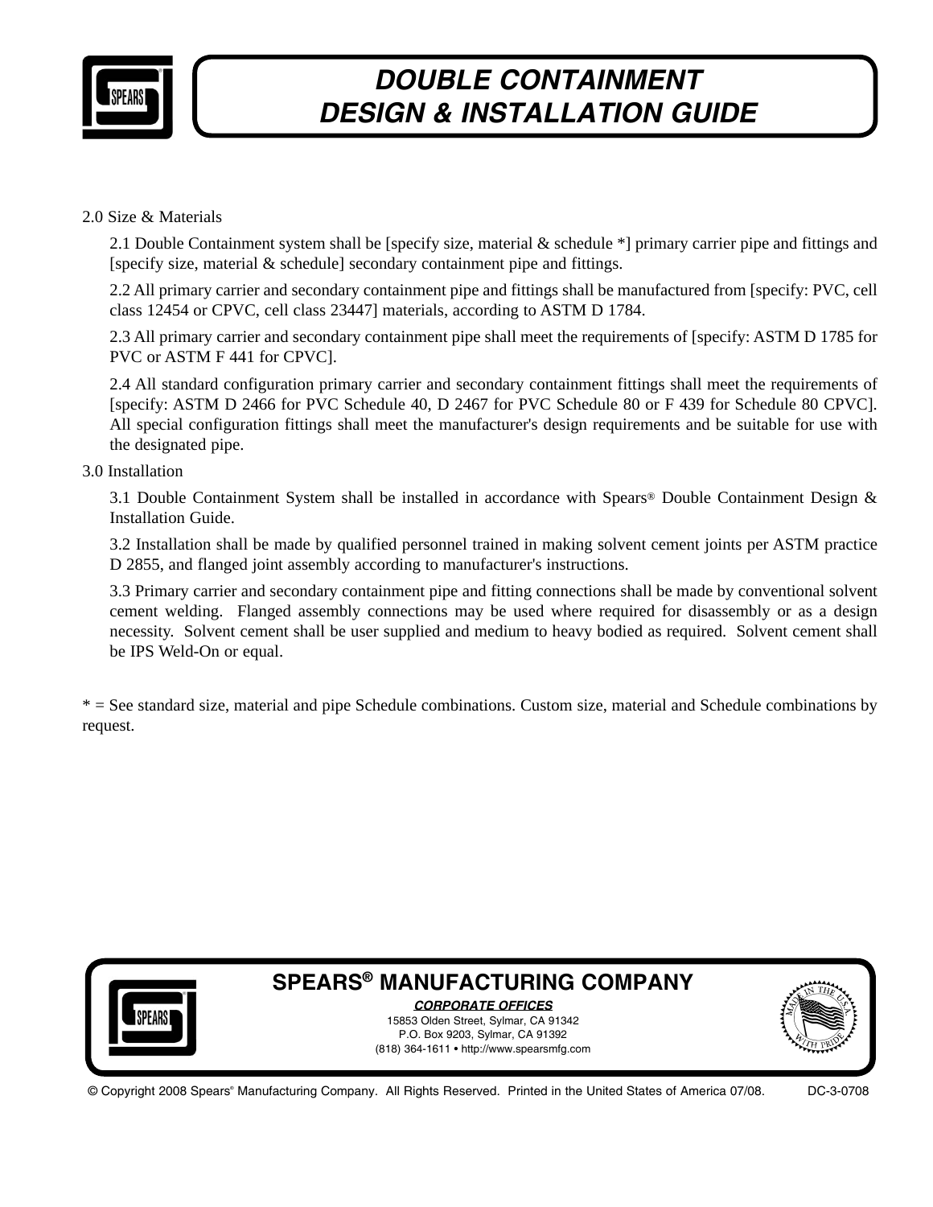2.0 Size & Materials

2.1 Double Containment system shall be [specify size, material & schedule *] primary carrier pipe and fittings and [specify size, material & schedule] secondary containment pipe and fittings.

2.2 All primary carrier and secondary containment pipe and fittings shall be manufactured from [specify: PVC, cell class 12454 or CPVC, cell class 23447] materials, according to ASTM D 1784.

2.3 All primary carrier and secondary containment pipe shall meet the requirements of [specify: ASTM D 1785 for PVC or ASTM F 441 for CPVC].

2.4 All standard configuration primary carrier and secondary containment fittings shall meet the requirements of [specify: ASTM D 2466 for PVC Schedule 40, D 2467 for PVC Schedule 80 or F 439 for Schedule 80 CPVC]. All special configuration fittings shall meet the manufacturer's design requirements and be suitable for use with the designated pipe.

3.0 Installation

3.1 Double Containment System shall be installed in accordance with Spears® Double Containment Design & Installation Guide.

3.2 Installation shall be made by qualified personnel trained in making solvent cement joints per ASTM practice D 2855, and flanged joint assembly according to manufacturer's instructions.

3.3 Primary carrier and secondary containment pipe and fitting connections shall be made by conventional solvent cement welding. Flanged assembly connections may be used where required for disassembly or as a design necessity. Solvent cement shall be user supplied and medium to heavy bodied as required. Solvent cement shall be IPS Weld-On or equal.

* = See standard size, material and pipe Schedule combinations. Custom size, material and Schedule combinations by request.

**SPEARS® MANUFACTURING COMPANY**

***CORPORATE OFFICES***

15853 Olden Street, Sylmar, CA 91342
P.O. Box 9203, Sylmar, CA 91392
(818) 364-1611 • http://www.spearsmfg.com

© Copyright 2008 Spears® Manufacturing Company. All Rights Reserved. Printed in the United States of America 07/08. DC-3-0708